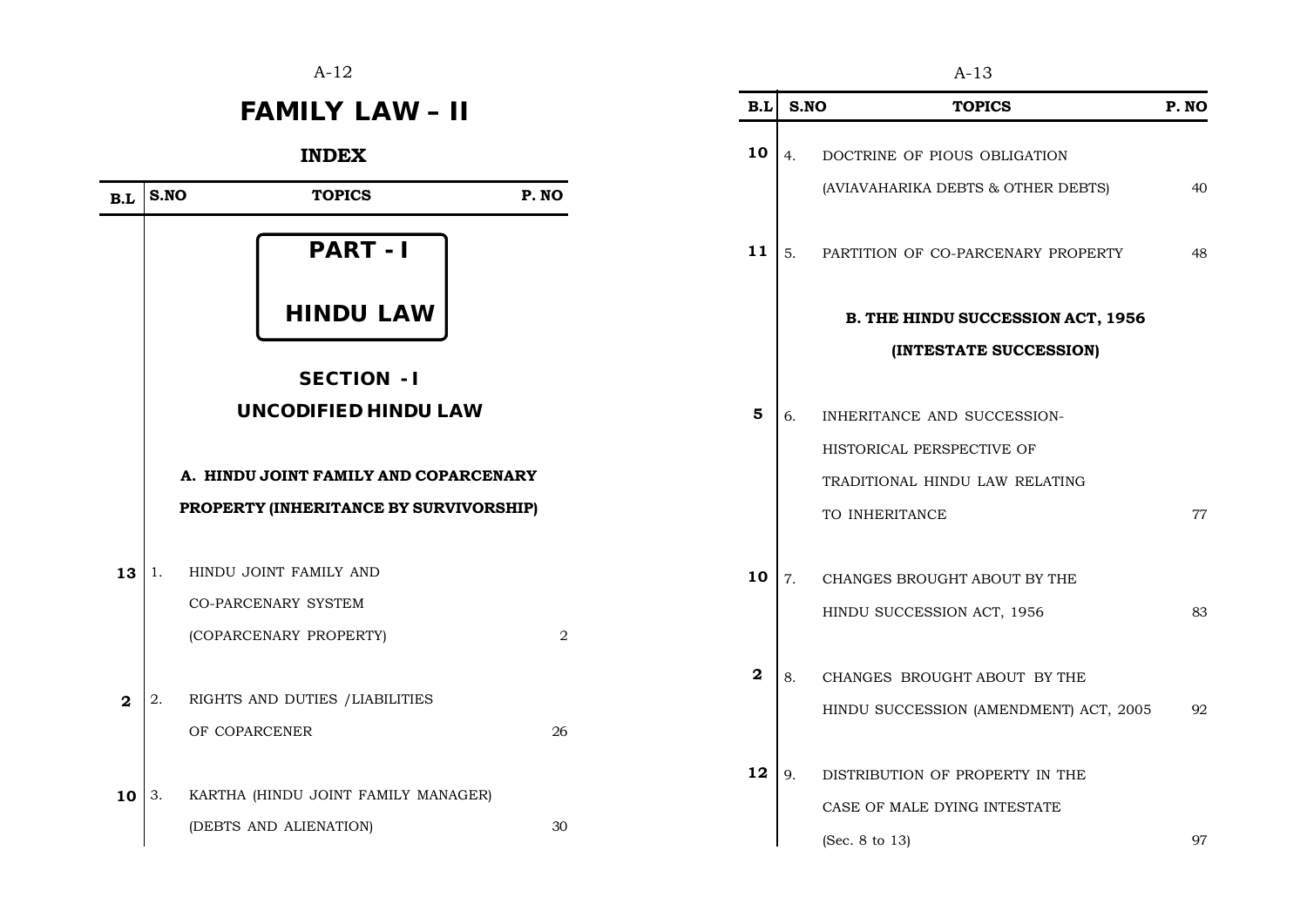# FAMILY LAW – II

## INDEX

| B.L | S.NO | TOPICS | P. NO |
|---|---|---|---|
| | | **PART - I** | |
| | | **HINDU LAW** | |
| | | **SECTION - I** | |
| | | **UNCODIFIED HINDU LAW** | |
| | | **A. HINDU JOINT FAMILY AND COPARCENARY PROPERTY (INHERITANCE BY SURVIVORSHIP)** | |
| **13** | 1. | HINDU JOINT FAMILY AND CO-PARCENARY SYSTEM (COPARCENARY PROPERTY) | 2 |
| **2** | 2. | RIGHTS AND DUTIES /LIABILITIES OF COPARCENER | 26 |
| **10** | 3. | KARTHA (HINDU JOINT FAMILY MANAGER) (DEBTS AND ALIENATION) | 30 |
| **10** | 4. | DOCTRINE OF PIOUS OBLIGATION (AVIAVAHARIKA DEBTS & OTHER DEBTS) | 40 |
| **11** | 5. | PARTITION OF CO-PARCENARY PROPERTY | 48 |
| | | **B. THE HINDU SUCCESSION ACT, 1956 (INTESTATE SUCCESSION)** | |
| **5** | 6. | INHERITANCE AND SUCCESSION-HISTORICAL PERSPECTIVE OF TRADITIONAL HINDU LAW RELATING TO INHERITANCE | 77 |
| **10** | 7. | CHANGES BROUGHT ABOUT BY THE HINDU SUCCESSION ACT, 1956 | 83 |
| **2** | 8. | CHANGES BROUGHT ABOUT BY THE HINDU SUCCESSION (AMENDMENT) ACT, 2005 | 92 |
| **12** | 9. | DISTRIBUTION OF PROPERTY IN THE CASE OF MALE DYING INTESTATE (Sec. 8 to 13) | 97 |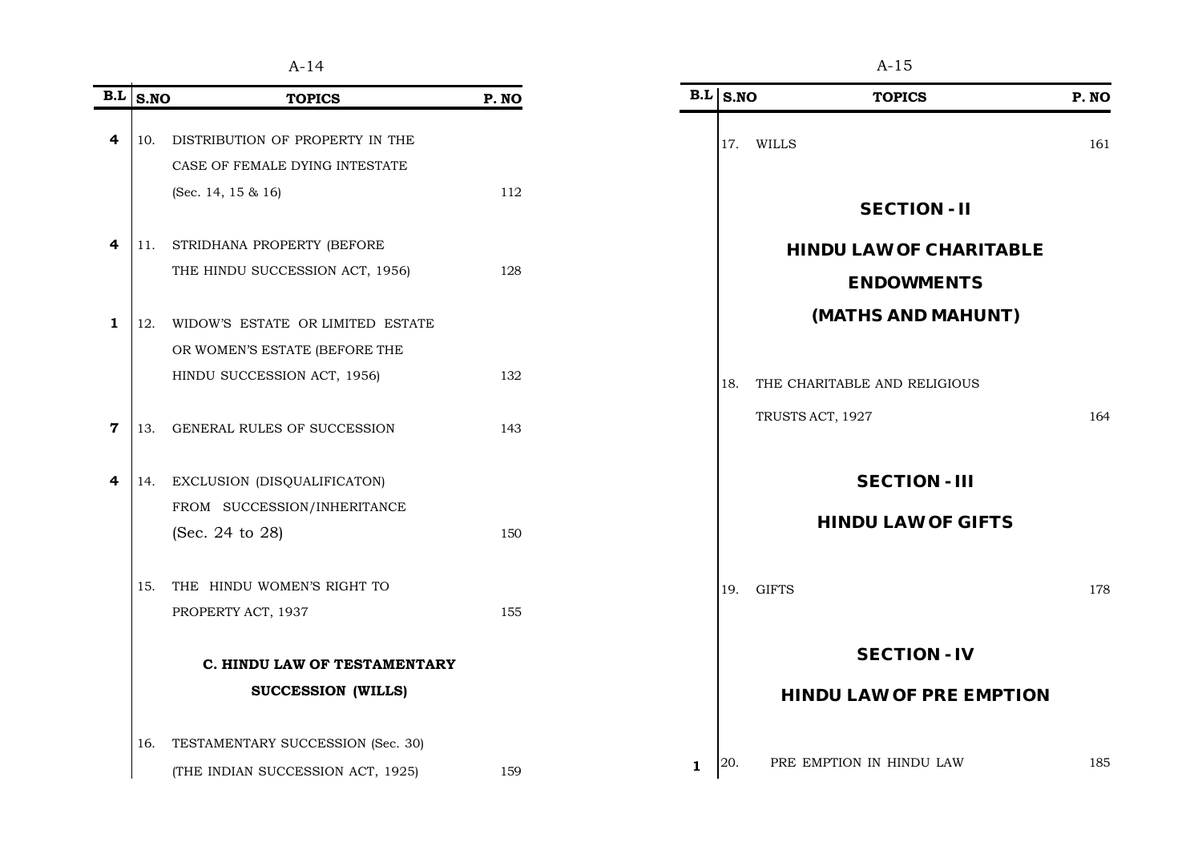| B.L | S.NO | TOPICS | P. NO |
|---|---|---|---|
| 4 | 10. | DISTRIBUTION OF PROPERTY IN THE CASE OF FEMALE DYING INTESTATE (Sec. 14, 15 & 16) | 112 |
| 4 | 11. | STRIDHANA PROPERTY (BEFORE THE HINDU SUCCESSION ACT, 1956) | 128 |
| 1 | 12. | WIDOW'S ESTATE OR LIMITED ESTATE OR WOMEN'S ESTATE (BEFORE THE HINDU SUCCESSION ACT, 1956) | 132 |
| 7 | 13. | GENERAL RULES OF SUCCESSION | 143 |
| 4 | 14. | EXCLUSION (DISQUALIFICATON) FROM SUCCESSION/INHERITANCE (Sec. 24 to 28) | 150 |
| | 15. | THE HINDU WOMEN'S RIGHT TO PROPERTY ACT, 1937 | 155 |
| | | **C. HINDU LAW OF TESTAMENTARY SUCCESSION (WILLS)** | |
| | 16. | TESTAMENTARY SUCCESSION (Sec. 30) (THE INDIAN SUCCESSION ACT, 1925) | 159 |
| | 17. | WILLS | 161 |
| | | **SECTION - II** | |
| | | **HINDU LAW OF CHARITABLE ENDOWMENTS (MATHS AND MAHUNT)** | |
| | 18. | THE CHARITABLE AND RELIGIOUS TRUSTS ACT, 1927 | 164 |
| | | **SECTION - III** | |
| | | **HINDU LAW OF GIFTS** | |
| | 19. | GIFTS | 178 |
| | | **SECTION - IV** | |
| | | **HINDU LAW OF PRE EMPTION** | |
| 1 | 20. | PRE EMPTION IN HINDU LAW | 185 |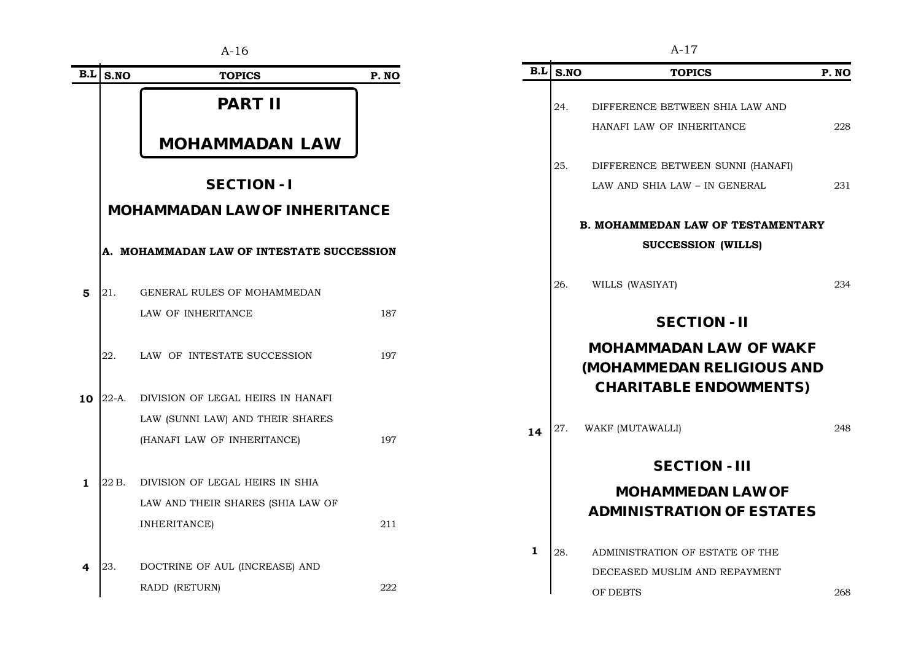| B.L | S.NO | TOPICS | P. NO |
|---|---|---|---|
| | | **PART II** | |
| | | **MOHAMMADAN LAW** | |
| | | **SECTION - I** | |
| | | **MOHAMMADAN LAW OF INHERITANCE** | |
| | | **A. MOHAMMADAN LAW OF INTESTATE SUCCESSION** | |
| 5 | 21. | GENERAL RULES OF MOHAMMEDAN LAW OF INHERITANCE | 187 |
| | 22. | LAW OF INTESTATE SUCCESSION | 197 |
| 10 | 22-A. | DIVISION OF LEGAL HEIRS IN HANAFI LAW (SUNNI LAW) AND THEIR SHARES (HANAFI LAW OF INHERITANCE) | 197 |
| 1 | 22 B. | DIVISION OF LEGAL HEIRS IN SHIA LAW AND THEIR SHARES (SHIA LAW OF INHERITANCE) | 211 |
| 4 | 23. | DOCTRINE OF AUL (INCREASE) AND RADD (RETURN) | 222 |
| | 24. | DIFFERENCE BETWEEN SHIA LAW AND HANAFI LAW OF INHERITANCE | 228 |
| | 25. | DIFFERENCE BETWEEN SUNNI (HANAFI) LAW AND SHIA LAW – IN GENERAL | 231 |
| | | **B. MOHAMMEDAN LAW OF TESTAMENTARY SUCCESSION (WILLS)** | |
| | 26. | WILLS (WASIYAT) | 234 |
| | | **SECTION - II** | |
| | | **MOHAMMADAN LAW OF WAKF (MOHAMMEDAN RELIGIOUS AND CHARITABLE ENDOWMENTS)** | |
| 14 | 27. | WAKF (MUTAWALLI) | 248 |
| | | **SECTION - III** | |
| | | **MOHAMMEDAN LAW OF ADMINISTRATION OF ESTATES** | |
| 1 | 28. | ADMINISTRATION OF ESTATE OF THE DECEASED MUSLIM AND REPAYMENT OF DEBTS | 268 |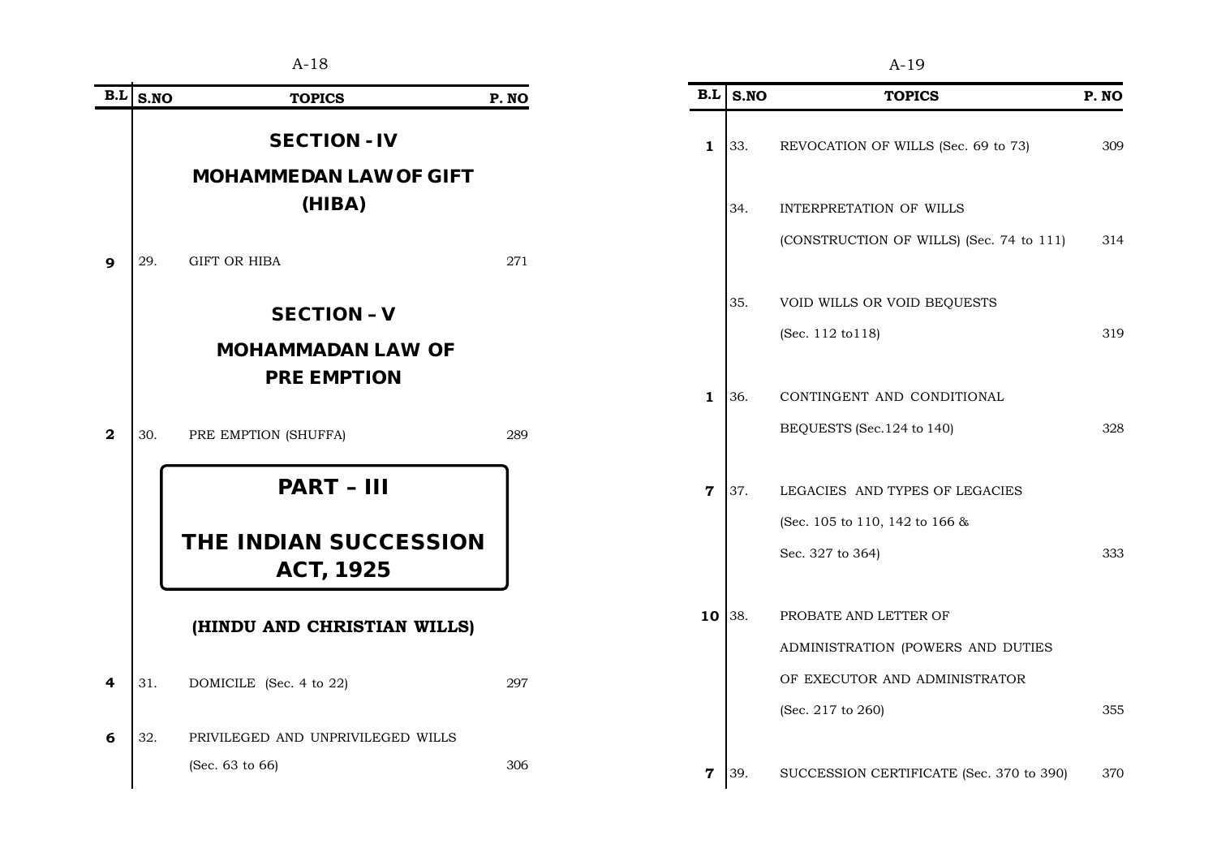| B.L | S.NO | TOPICS | P. NO |
|---|---|---|---|
| | | **SECTION - IV** | |
| | | **MOHAMMEDAN LAW OF GIFT (HIBA)** | |
| **9** | 29. | GIFT OR HIBA | 271 |
| | | **SECTION – V** | |
| | | **MOHAMMADAN LAW OF PRE EMPTION** | |
| **2** | 30. | PRE EMPTION (SHUFFA) | 289 |
| | | **PART – III** | |
| | | **THE INDIAN SUCCESSION ACT, 1925** | |
| | | **(HINDU AND CHRISTIAN WILLS)** | |
| **4** | 31. | DOMICILE (Sec. 4 to 22) | 297 |
| **6** | 32. | PRIVILEGED AND UNPRIVILEGED WILLS (Sec. 63 to 66) | 306 |
| **1** | 33. | REVOCATION OF WILLS (Sec. 69 to 73) | 309 |
| | 34. | INTERPRETATION OF WILLS (CONSTRUCTION OF WILLS) (Sec. 74 to 111) | 314 |
| | 35. | VOID WILLS OR VOID BEQUESTS (Sec. 112 to118) | 319 |
| **1** | 36. | CONTINGENT AND CONDITIONAL BEQUESTS (Sec.124 to 140) | 328 |
| **7** | 37. | LEGACIES AND TYPES OF LEGACIES (Sec. 105 to 110, 142 to 166 & Sec. 327 to 364) | 333 |
| **10** | 38. | PROBATE AND LETTER OF ADMINISTRATION (POWERS AND DUTIES OF EXECUTOR AND ADMINISTRATOR (Sec. 217 to 260) | 355 |
| **7** | 39. | SUCCESSION CERTIFICATE (Sec. 370 to 390) | 370 |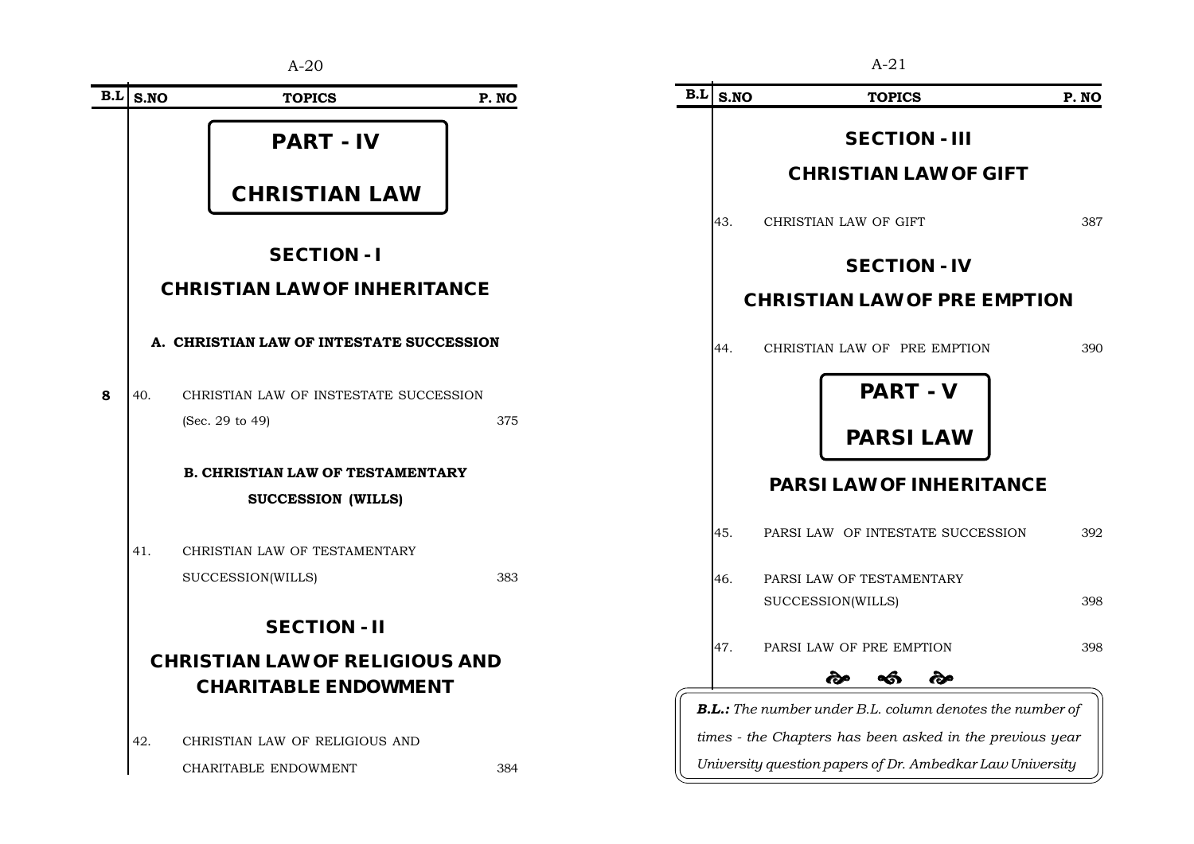| B.L | S.NO | TOPICS | P. NO |
|---|---|---|---|
| | | **PART - IV** | |
| | | **CHRISTIAN LAW** | |
| | | **SECTION - I** | |
| | | **CHRISTIAN LAW OF INHERITANCE** | |
| | | **A. CHRISTIAN LAW OF INTESTATE SUCCESSION** | |
| 8 | 40. | CHRISTIAN LAW OF INSTESTATE SUCCESSION (Sec. 29 to 49) | 375 |
| | | **B. CHRISTIAN LAW OF TESTAMENTARY SUCCESSION (WILLS)** | |
| | 41. | CHRISTIAN LAW OF TESTAMENTARY SUCCESSION(WILLS) | 383 |
| | | **SECTION - II** | |
| | | **CHRISTIAN LAW OF RELIGIOUS AND CHARITABLE ENDOWMENT** | |
| | 42. | CHRISTIAN LAW OF RELIGIOUS AND CHARITABLE ENDOWMENT | 384 |

| B.L | S.NO | TOPICS | P. NO |
|---|---|---|---|
| | | **SECTION - III** | |
| | | **CHRISTIAN LAW OF GIFT** | |
| | 43. | CHRISTIAN LAW OF GIFT | 387 |
| | | **SECTION - IV** | |
| | | **CHRISTIAN LAW OF PRE EMPTION** | |
| | 44. | CHRISTIAN LAW OF PRE EMPTION | 390 |
| | | **PART - V** | |
| | | **PARSI LAW** | |
| | | **PARSI LAW OF INHERITANCE** | |
| | 45. | PARSI LAW OF INTESTATE SUCCESSION | 392 |
| | 46. | PARSI LAW OF TESTAMENTARY SUCCESSION(WILLS) | 398 |
| | 47. | PARSI LAW OF PRE EMPTION | 398 |

***B.L.:*** *The number under B.L. column denotes the number of times - the Chapters has been asked in the previous year University question papers of Dr. Ambedkar Law University*